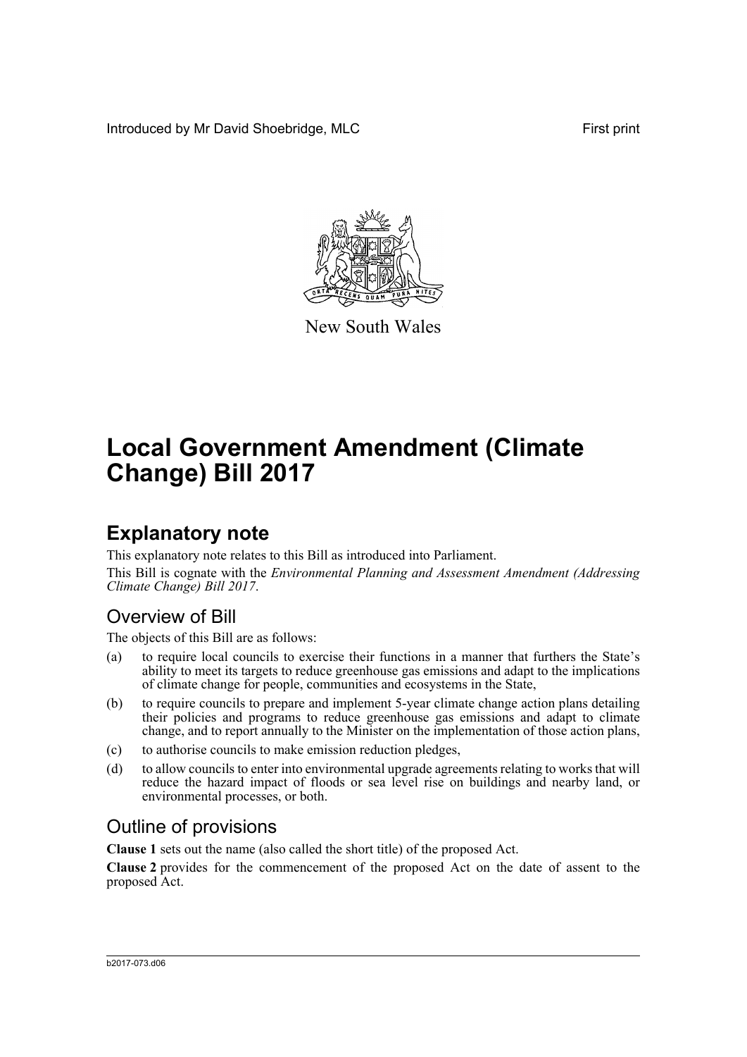Introduced by Mr David Shoebridge, MLC First print

New South Wales

# Local Government Amendment (Climate Change) Bill 2017

## Explanatory note

This explanatory note relates to this Bill as introduced into Parliament.

This Bill is cognate with the *Environmental Planning and Assessment Amendment (Addressing Climate Change) Bill 2017*.

### Overview of Bill

The objects of this Bill are as follows:

(a) to require local councils to exercise their functions in a manner that furthers the State's ability to meet its targets to reduce greenhouse gas emissions and adapt to the implications of climate change for people, communities and ecosystems in the State,

(b) to require councils to prepare and implement 5-year climate change action plans detailing their policies and programs to reduce greenhouse gas emissions and adapt to climate change, and to report annually to the Minister on the implementation of those action plans,

(c) to authorise councils to make emission reduction pledges,

(d) to allow councils to enter into environmental upgrade agreements relating to works that will reduce the hazard impact of floods or sea level rise on buildings and nearby land, or environmental processes, or both.

### Outline of provisions

**Clause 1** sets out the name (also called the short title) of the proposed Act.

**Clause 2** provides for the commencement of the proposed Act on the date of assent to the proposed Act.

b2017-073.d06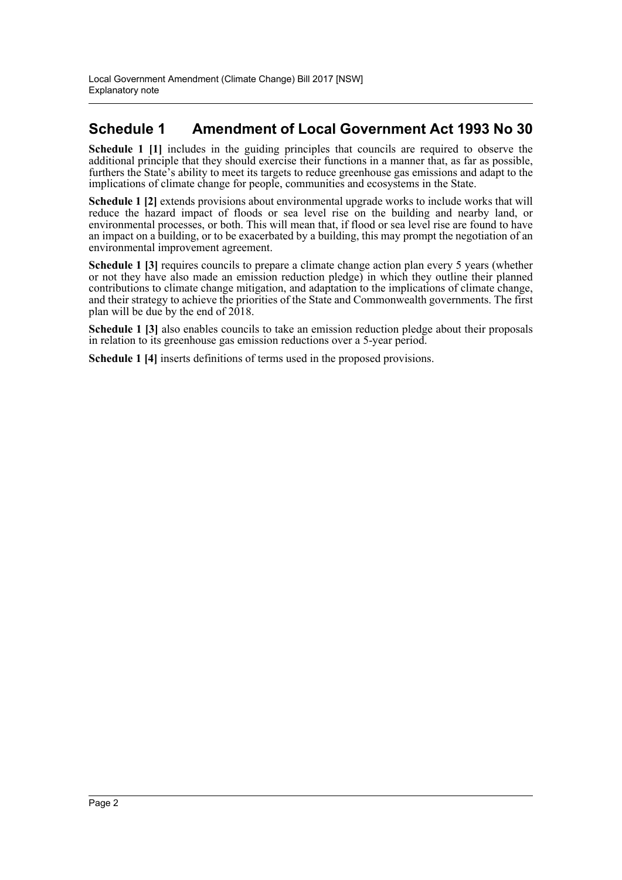## Schedule 1 Amendment of Local Government Act 1993 No 30

**Schedule 1 [1]** includes in the guiding principles that councils are required to observe the additional principle that they should exercise their functions in a manner that, as far as possible, furthers the State's ability to meet its targets to reduce greenhouse gas emissions and adapt to the implications of climate change for people, communities and ecosystems in the State.

**Schedule 1 [2]** extends provisions about environmental upgrade works to include works that will reduce the hazard impact of floods or sea level rise on the building and nearby land, or environmental processes, or both. This will mean that, if flood or sea level rise are found to have an impact on a building, or to be exacerbated by a building, this may prompt the negotiation of an environmental improvement agreement.

**Schedule 1 [3]** requires councils to prepare a climate change action plan every 5 years (whether or not they have also made an emission reduction pledge) in which they outline their planned contributions to climate change mitigation, and adaptation to the implications of climate change, and their strategy to achieve the priorities of the State and Commonwealth governments. The first plan will be due by the end of 2018.

**Schedule 1 [3]** also enables councils to take an emission reduction pledge about their proposals in relation to its greenhouse gas emission reductions over a 5-year period.

**Schedule 1 [4]** inserts definitions of terms used in the proposed provisions.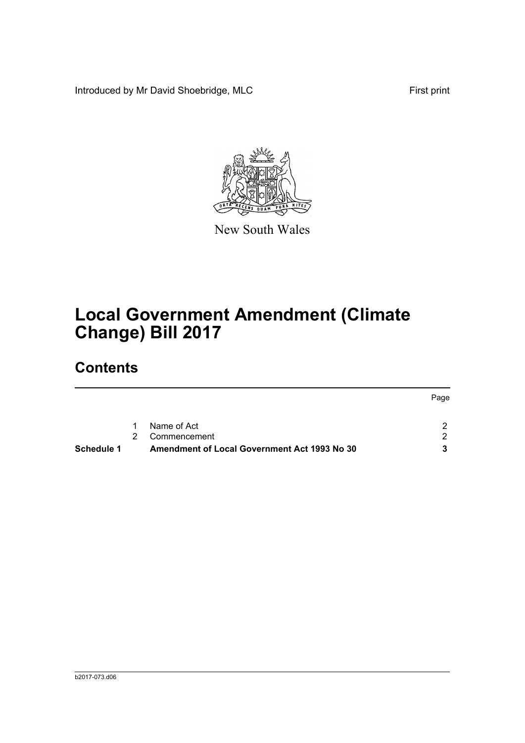Introduced by Mr David Shoebridge, MLC First print

New South Wales

# Local Government Amendment (Climate Change) Bill 2017

## Contents

| | | | Page |
|---|---|---|---|
| | 1 | Name of Act | 2 |
| | 2 | Commencement | 2 |
| **Schedule 1** | | **Amendment of Local Government Act 1993 No 30** | **3** |

b2017-073.d06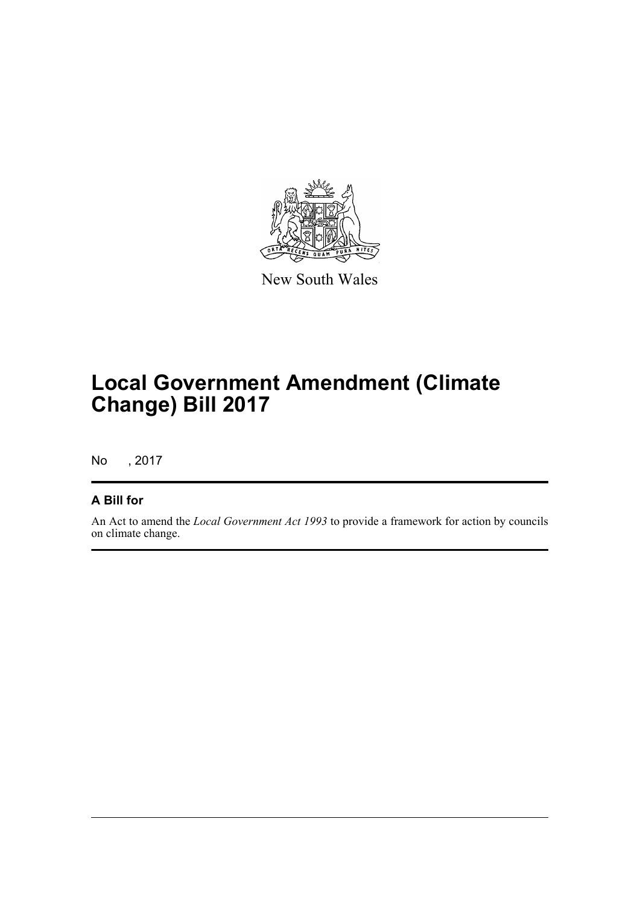New South Wales

# Local Government Amendment (Climate Change) Bill 2017

No , 2017

## A Bill for

An Act to amend the *Local Government Act 1993* to provide a framework for action by councils on climate change.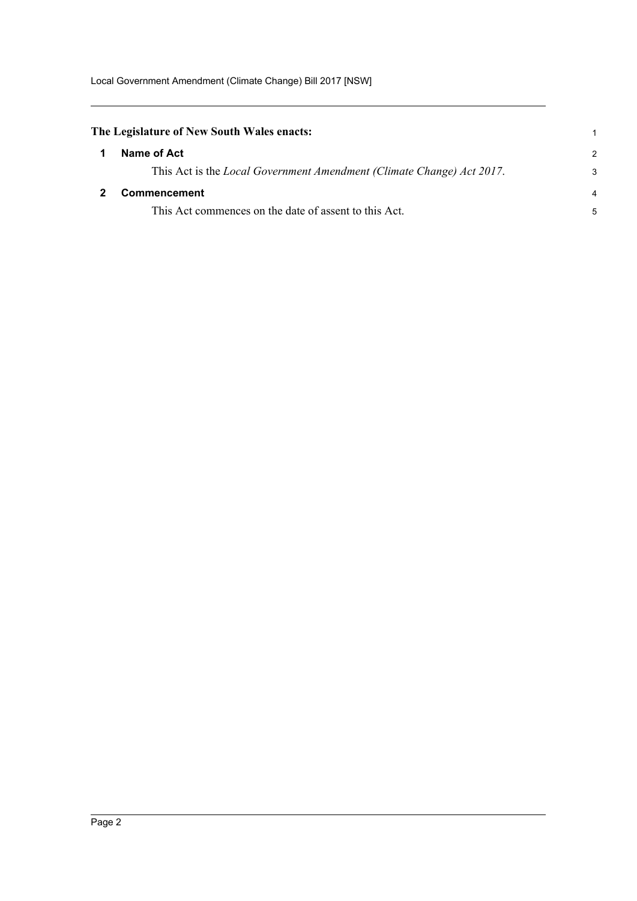**The Legislature of New South Wales enacts:**

## 1 Name of Act

This Act is the *Local Government Amendment (Climate Change) Act 2017*.

## 2 Commencement

This Act commences on the date of assent to this Act.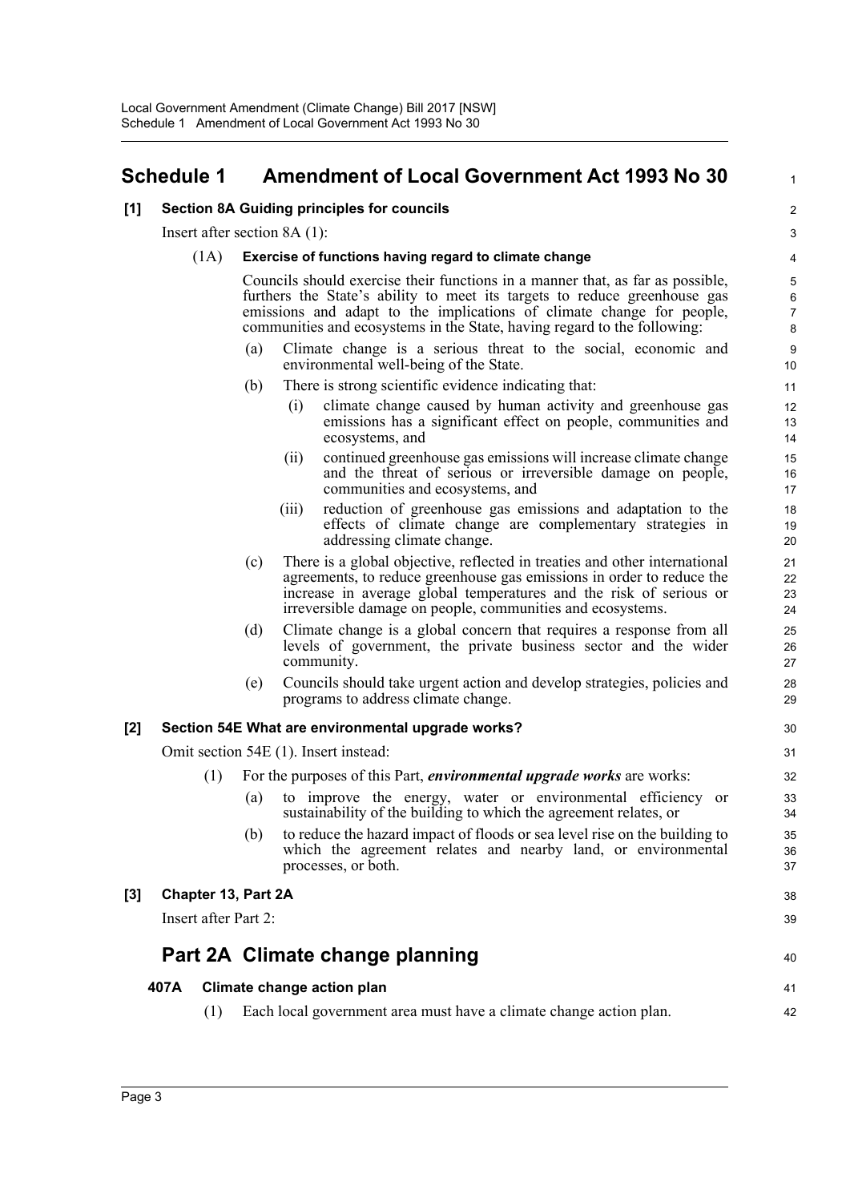## Schedule 1 Amendment of Local Government Act 1993 No 30

**[1] Section 8A Guiding principles for councils**

Insert after section 8A (1):

(1A) **Exercise of functions having regard to climate change**

Councils should exercise their functions in a manner that, as far as possible, furthers the State's ability to meet its targets to reduce greenhouse gas emissions and adapt to the implications of climate change for people, communities and ecosystems in the State, having regard to the following:

- (a) Climate change is a serious threat to the social, economic and environmental well-being of the State.
- (b) There is strong scientific evidence indicating that:
  - (i) climate change caused by human activity and greenhouse gas emissions has a significant effect on people, communities and ecosystems, and
  - (ii) continued greenhouse gas emissions will increase climate change and the threat of serious or irreversible damage on people, communities and ecosystems, and
  - (iii) reduction of greenhouse gas emissions and adaptation to the effects of climate change are complementary strategies in addressing climate change.
- (c) There is a global objective, reflected in treaties and other international agreements, to reduce greenhouse gas emissions in order to reduce the increase in average global temperatures and the risk of serious or irreversible damage on people, communities and ecosystems.
- (d) Climate change is a global concern that requires a response from all levels of government, the private business sector and the wider community.
- (e) Councils should take urgent action and develop strategies, policies and programs to address climate change.

**[2] Section 54E What are environmental upgrade works?**

Omit section 54E (1). Insert instead:

(1) For the purposes of this Part, ***environmental upgrade works*** are works:

- (a) to improve the energy, water or environmental efficiency or sustainability of the building to which the agreement relates, or
- (b) to reduce the hazard impact of floods or sea level rise on the building to which the agreement relates and nearby land, or environmental processes, or both.

**[3] Chapter 13, Part 2A**

Insert after Part 2:

## Part 2A Climate change planning

**407A Climate change action plan**

(1) Each local government area must have a climate change action plan.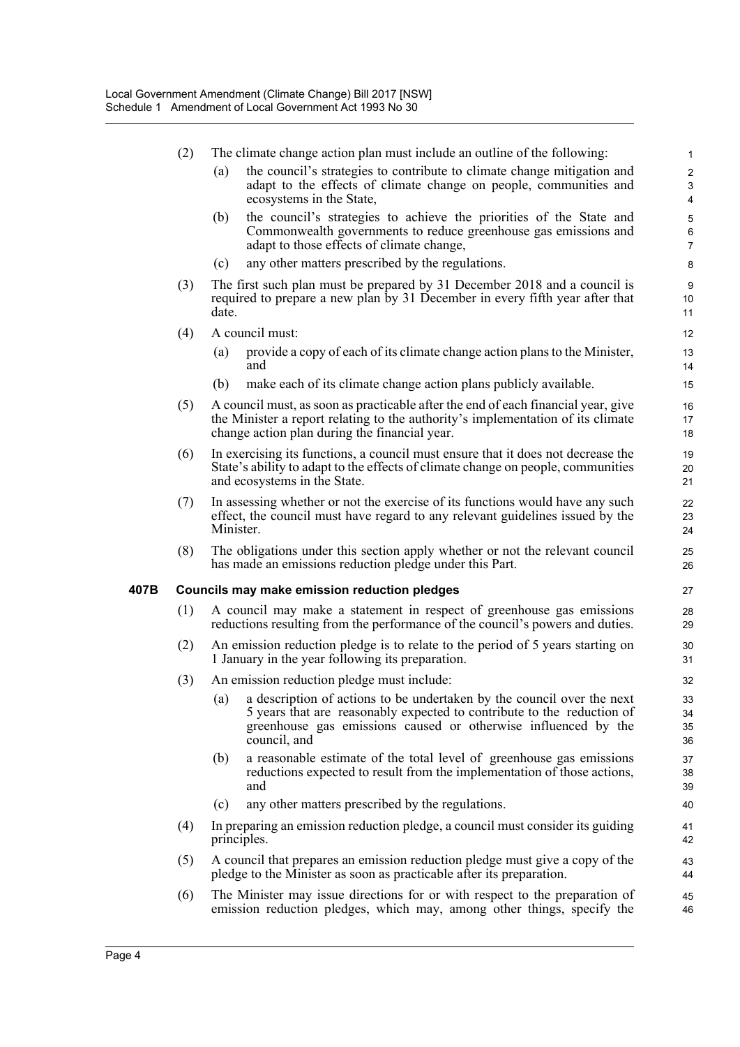(2) The climate change action plan must include an outline of the following:

- (a) the council's strategies to contribute to climate change mitigation and adapt to the effects of climate change on people, communities and ecosystems in the State,
- (b) the council's strategies to achieve the priorities of the State and Commonwealth governments to reduce greenhouse gas emissions and adapt to those effects of climate change,
- (c) any other matters prescribed by the regulations.

(3) The first such plan must be prepared by 31 December 2018 and a council is required to prepare a new plan by 31 December in every fifth year after that date.

(4) A council must:

- (a) provide a copy of each of its climate change action plans to the Minister, and
- (b) make each of its climate change action plans publicly available.

(5) A council must, as soon as practicable after the end of each financial year, give the Minister a report relating to the authority's implementation of its climate change action plan during the financial year.

(6) In exercising its functions, a council must ensure that it does not decrease the State's ability to adapt to the effects of climate change on people, communities and ecosystems in the State.

(7) In assessing whether or not the exercise of its functions would have any such effect, the council must have regard to any relevant guidelines issued by the Minister.

(8) The obligations under this section apply whether or not the relevant council has made an emissions reduction pledge under this Part.

**407B Councils may make emission reduction pledges**

(1) A council may make a statement in respect of greenhouse gas emissions reductions resulting from the performance of the council's powers and duties.

(2) An emission reduction pledge is to relate to the period of 5 years starting on 1 January in the year following its preparation.

(3) An emission reduction pledge must include:

- (a) a description of actions to be undertaken by the council over the next 5 years that are reasonably expected to contribute to the reduction of greenhouse gas emissions caused or otherwise influenced by the council, and
- (b) a reasonable estimate of the total level of greenhouse gas emissions reductions expected to result from the implementation of those actions, and
- (c) any other matters prescribed by the regulations.

(4) In preparing an emission reduction pledge, a council must consider its guiding principles.

(5) A council that prepares an emission reduction pledge must give a copy of the pledge to the Minister as soon as practicable after its preparation.

(6) The Minister may issue directions for or with respect to the preparation of emission reduction pledges, which may, among other things, specify the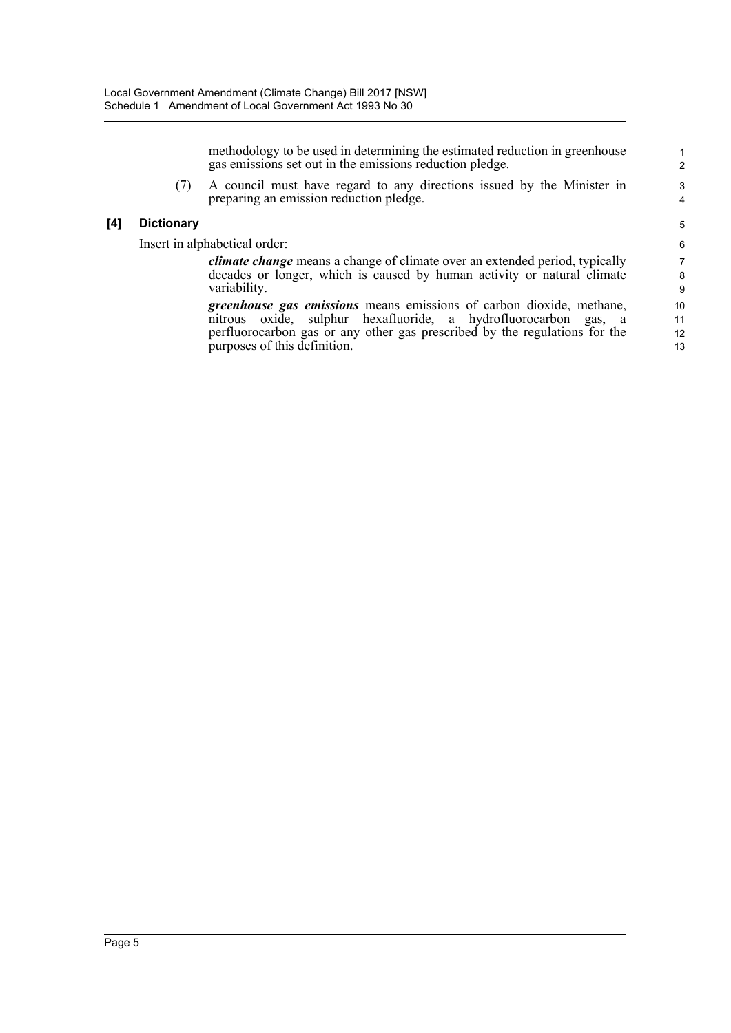methodology to be used in determining the estimated reduction in greenhouse gas emissions set out in the emissions reduction pledge.

(7) A council must have regard to any directions issued by the Minister in preparing an emission reduction pledge.

**[4] Dictionary**

Insert in alphabetical order:

***climate change*** means a change of climate over an extended period, typically decades or longer, which is caused by human activity or natural climate variability.

***greenhouse gas emissions*** means emissions of carbon dioxide, methane, nitrous oxide, sulphur hexafluoride, a hydrofluorocarbon gas, a perfluorocarbon gas or any other gas prescribed by the regulations for the purposes of this definition.